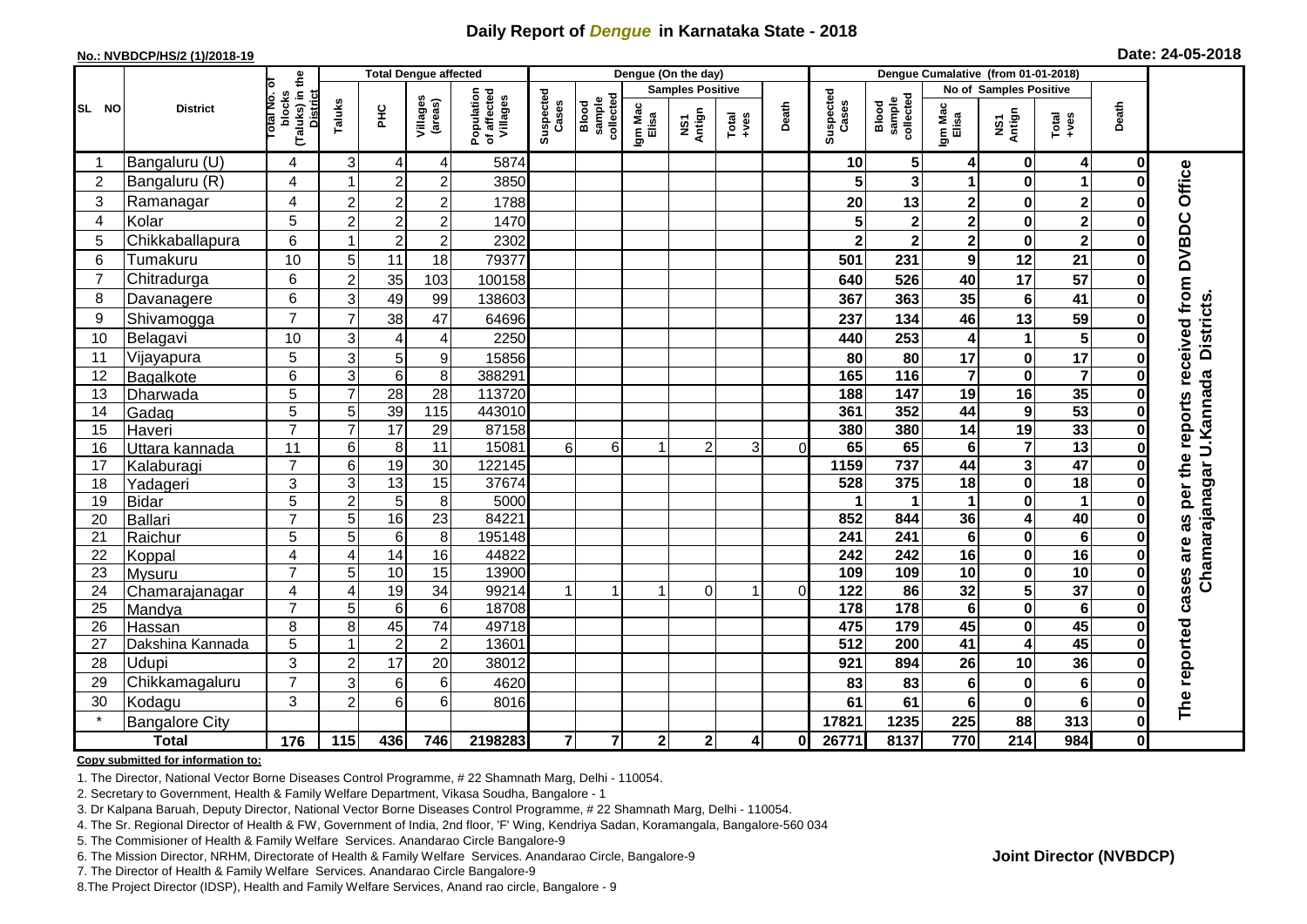# Daily Report of *Dengue* in Karnataka State - 2018

**No.: NVBDCP/HS/2 (1)/2018-19**

**Date: 24-05-2018**

| SL NO | District | Total No. of blocks (Taluks) in the District | Total Dengue affected | | | | Dengue (On the day) | | | | | | | Dengue Cumalative (from 01-01-2018) | | | | | | | |
|---|---|---|---|---|---|---|---|---|---|---|---|---|---|---|---|---|---|---|---|---|
| | | | Taluks | PHC | Villages (areas) | Population of affected Villages | Suspected Cases | Blood sample collected | Samples Positive | | | Death | Suspected Cases | Blood sample collected | No of Samples Positive | | | Death | |
| | | | | | | | | | Igm Mac Elisa | NS1 Antign | Total +ves | | | | Igm Mac Elisa | NS1 Antign | Total +ves | | |
| 1 | Bangaluru (U) | 4 | 3 | 4 | 4 | 5874 | | | | | | | 10 | 5 | 4 | 0 | 4 | 0 | The reported cases are as per the reports received from DVBDC Office Chamarajanagar U.Kannada Districts. |
| 2 | Bangaluru (R) | 4 | 1 | 2 | 2 | 3850 | | | | | | | 5 | 3 | 1 | 0 | 1 | 0 | |
| 3 | Ramanagar | 4 | 2 | 2 | 2 | 1788 | | | | | | | 20 | 13 | 2 | 0 | 2 | 0 | |
| 4 | Kolar | 5 | 2 | 2 | 2 | 1470 | | | | | | | 5 | 2 | 2 | 0 | 2 | 0 | |
| 5 | Chikkaballapura | 6 | 1 | 2 | 2 | 2302 | | | | | | | 2 | 2 | 2 | 0 | 2 | 0 | |
| 6 | Tumakuru | 10 | 5 | 11 | 18 | 79377 | | | | | | | 501 | 231 | 9 | 12 | 21 | 0 | |
| 7 | Chitradurga | 6 | 2 | 35 | 103 | 100158 | | | | | | | 640 | 526 | 40 | 17 | 57 | 0 | |
| 8 | Davanagere | 6 | 3 | 49 | 99 | 138603 | | | | | | | 367 | 363 | 35 | 6 | 41 | 0 | |
| 9 | Shivamogga | 7 | 7 | 38 | 47 | 64696 | | | | | | | 237 | 134 | 46 | 13 | 59 | 0 | |
| 10 | Belagavi | 10 | 3 | 4 | 4 | 2250 | | | | | | | 440 | 253 | 4 | 1 | 5 | 0 | |
| 11 | Vijayapura | 5 | 3 | 5 | 9 | 15856 | | | | | | | 80 | 80 | 17 | 0 | 17 | 0 | |
| 12 | Bagalkote | 6 | 3 | 6 | 8 | 388291 | | | | | | | 165 | 116 | 7 | 0 | 7 | 0 | |
| 13 | Dharwada | 5 | 7 | 28 | 28 | 113720 | | | | | | | 188 | 147 | 19 | 16 | 35 | 0 | |
| 14 | Gadag | 5 | 5 | 39 | 115 | 443010 | | | | | | | 361 | 352 | 44 | 9 | 53 | 0 | |
| 15 | Haveri | 7 | 7 | 17 | 29 | 87158 | | | | | | | 380 | 380 | 14 | 19 | 33 | 0 | |
| 16 | Uttara kannada | 11 | 6 | 8 | 11 | 15081 | 6 | 6 | 1 | 2 | 3 | 0 | 65 | 65 | 6 | 7 | 13 | 0 | |
| 17 | Kalaburagi | 7 | 6 | 19 | 30 | 122145 | | | | | | | 1159 | 737 | 44 | 3 | 47 | 0 | |
| 18 | Yadageri | 3 | 3 | 13 | 15 | 37674 | | | | | | | 528 | 375 | 18 | 0 | 18 | 0 | |
| 19 | Bidar | 5 | 2 | 5 | 8 | 5000 | | | | | | | 1 | 1 | 1 | 0 | 1 | 0 | |
| 20 | Ballari | 7 | 5 | 16 | 23 | 84221 | | | | | | | 852 | 844 | 36 | 4 | 40 | 0 | |
| 21 | Raichur | 5 | 5 | 6 | 8 | 195148 | | | | | | | 241 | 241 | 6 | 0 | 6 | 0 | |
| 22 | Koppal | 4 | 4 | 14 | 16 | 44822 | | | | | | | 242 | 242 | 16 | 0 | 16 | 0 | |
| 23 | Mysuru | 7 | 5 | 10 | 15 | 13900 | | | | | | | 109 | 109 | 10 | 0 | 10 | 0 | |
| 24 | Chamarajanagar | 4 | 4 | 19 | 34 | 99214 | 1 | 1 | 1 | 0 | 1 | 0 | 122 | 86 | 32 | 5 | 37 | 0 | |
| 25 | Mandya | 7 | 5 | 6 | 6 | 18708 | | | | | | | 178 | 178 | 6 | 0 | 6 | 0 | |
| 26 | Hassan | 8 | 8 | 45 | 74 | 49718 | | | | | | | 475 | 179 | 45 | 0 | 45 | 0 | |
| 27 | Dakshina Kannada | 5 | 1 | 2 | 2 | 13601 | | | | | | | 512 | 200 | 41 | 4 | 45 | 0 | |
| 28 | Udupi | 3 | 2 | 17 | 20 | 38012 | | | | | | | 921 | 894 | 26 | 10 | 36 | 0 | |
| 29 | Chikkamagaluru | 7 | 3 | 6 | 6 | 4620 | | | | | | | 83 | 83 | 6 | 0 | 6 | 0 | |
| 30 | Kodagu | 3 | 2 | 6 | 6 | 8016 | | | | | | | 61 | 61 | 6 | 0 | 6 | 0 | |
| * | Bangalore City | | | | | | | | | | | | 17821 | 1235 | 225 | 88 | 313 | 0 | |
| | **Total** | **176** | **115** | **436** | **746** | **2198283** | **7** | **7** | **2** | **2** | **4** | **0** | **26771** | **8137** | **770** | **214** | **984** | **0** | |

**Copy submitted for information to:**

1. The Director, National Vector Borne Diseases Control Programme, # 22 Shamnath Marg, Delhi - 110054.
2. Secretary to Government, Health & Family Welfare Department, Vikasa Soudha, Bangalore - 1
3. Dr Kalpana Baruah, Deputy Director, National Vector Borne Diseases Control Programme, # 22 Shamnath Marg, Delhi - 110054.
4. The Sr. Regional Director of Health & FW, Government of India, 2nd floor, 'F' Wing, Kendriya Sadan, Koramangala, Bangalore-560 034
5. The Commisioner of Health & Family Welfare Services. Anandarao Circle Bangalore-9
6. The Mission Director, NRHM, Directorate of Health & Family Welfare Services. Anandarao Circle, Bangalore-9
7. The Director of Health & Family Welfare Services. Anandarao Circle Bangalore-9
8. The Project Director (IDSP), Health and Family Welfare Services, Anand rao circle, Bangalore - 9

**Joint Director (NVBDCP)**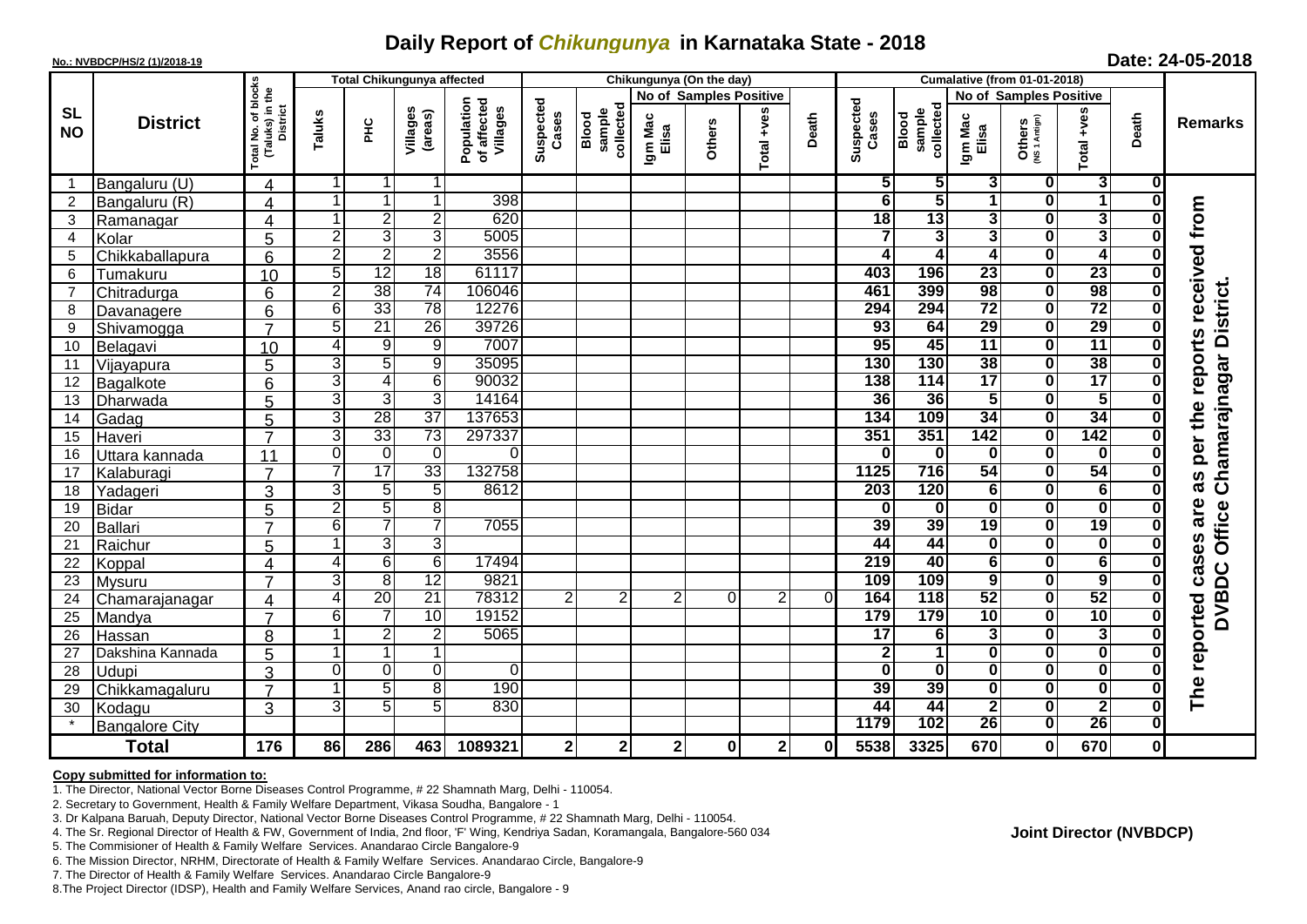# Daily Report of *Chikungunya* in Karnataka State - 2018

**No.: NVBDCP/HS/2 (1)/2018-19**

**Date: 24-05-2018**

| SL NO | District | Total No. of blocks (Taluks) in the District | Total Chikungunya affected | | | | Chikungunya (On the day) | | | | | | | Cumalative (from 01-01-2018) | | | | | | | Remarks |
|---|---|---|---|---|---|---|---|---|---|---|---|---|---|---|---|---|---|---|---|---|---|
| | | | Taluks | PHC | Villages (areas) | Population of affected Villages | Suspected Cases | Blood sample collected | No of Samples Positive | | | | Death | Suspected Cases | Blood sample collected | No of Samples Positive | | | | Death | |
| | | | | | | | | | Igm Mac Elisa | Others | Total +ves | | | | | Igm Mac Elisa | Others (NS 1 Antign) | Total +ves | | | |
| 1 | Bangaluru (U) | 4 | 1 | 1 | 1 | | | | | | | | | 5 | 5 | 3 | 0 | 3 | 0 | The reported cases are as per the reports received from DVBDC Office Chamarajnagar District. |
| 2 | Bangaluru (R) | 4 | 1 | 1 | 1 | 398 | | | | | | | | 6 | 5 | 1 | 0 | 1 | 0 | |
| 3 | Ramanagar | 4 | 1 | 2 | 2 | 620 | | | | | | | | 18 | 13 | 3 | 0 | 3 | 0 | |
| 4 | Kolar | 5 | 2 | 3 | 3 | 5005 | | | | | | | | 7 | 3 | 3 | 0 | 3 | 0 | |
| 5 | Chikkaballapura | 6 | 2 | 2 | 2 | 3556 | | | | | | | | 4 | 4 | 4 | 0 | 4 | 0 | |
| 6 | Tumakuru | 10 | 5 | 12 | 18 | 61117 | | | | | | | | 403 | 196 | 23 | 0 | 23 | 0 | |
| 7 | Chitradurga | 6 | 2 | 38 | 74 | 106046 | | | | | | | | 461 | 399 | 98 | 0 | 98 | 0 | |
| 8 | Davanagere | 6 | 6 | 33 | 78 | 12276 | | | | | | | | 294 | 294 | 72 | 0 | 72 | 0 | |
| 9 | Shivamogga | 7 | 5 | 21 | 26 | 39726 | | | | | | | | 93 | 64 | 29 | 0 | 29 | 0 | |
| 10 | Belagavi | 10 | 4 | 9 | 9 | 7007 | | | | | | | | 95 | 45 | 11 | 0 | 11 | 0 | |
| 11 | Vijayapura | 5 | 3 | 5 | 9 | 35095 | | | | | | | | 130 | 130 | 38 | 0 | 38 | 0 | |
| 12 | Bagalkote | 6 | 3 | 4 | 6 | 90032 | | | | | | | | 138 | 114 | 17 | 0 | 17 | 0 | |
| 13 | Dharwada | 5 | 3 | 3 | 3 | 14164 | | | | | | | | 36 | 36 | 5 | 0 | 5 | 0 | |
| 14 | Gadag | 5 | 3 | 28 | 37 | 137653 | | | | | | | | 134 | 109 | 34 | 0 | 34 | 0 | |
| 15 | Haveri | 7 | 3 | 33 | 73 | 297337 | | | | | | | | 351 | 351 | 142 | 0 | 142 | 0 | |
| 16 | Uttara kannada | 11 | 0 | 0 | 0 | 0 | | | | | | | | 0 | 0 | 0 | 0 | 0 | 0 | |
| 17 | Kalaburagi | 7 | 7 | 17 | 33 | 132758 | | | | | | | | 1125 | 716 | 54 | 0 | 54 | 0 | |
| 18 | Yadageri | 3 | 3 | 5 | 5 | 8612 | | | | | | | | 203 | 120 | 6 | 0 | 6 | 0 | |
| 19 | Bidar | 5 | 2 | 5 | 8 | | | | | | | | | 0 | 0 | 0 | 0 | 0 | 0 | |
| 20 | Ballari | 7 | 6 | 7 | 7 | 7055 | | | | | | | | 39 | 39 | 19 | 0 | 19 | 0 | |
| 21 | Raichur | 5 | 1 | 3 | 3 | | | | | | | | | 44 | 44 | 0 | 0 | 0 | 0 | |
| 22 | Koppal | 4 | 4 | 6 | 6 | 17494 | | | | | | | | 219 | 40 | 6 | 0 | 6 | 0 | |
| 23 | Mysuru | 7 | 3 | 8 | 12 | 9821 | | | | | | | | 109 | 109 | 9 | 0 | 9 | 0 | |
| 24 | Chamarajanagar | 4 | 4 | 20 | 21 | 78312 | 2 | 2 | 2 | 0 | 2 | 0 | | 164 | 118 | 52 | 0 | 52 | 0 | |
| 25 | Mandya | 7 | 6 | 7 | 10 | 19152 | | | | | | | | 179 | 179 | 10 | 0 | 10 | 0 | |
| 26 | Hassan | 8 | 1 | 2 | 2 | 5065 | | | | | | | | 17 | 6 | 3 | 0 | 3 | 0 | |
| 27 | Dakshina Kannada | 5 | 1 | 1 | 1 | | | | | | | | | 2 | 1 | 0 | 0 | 0 | 0 | |
| 28 | Udupi | 3 | 0 | 0 | 0 | 0 | | | | | | | | 0 | 0 | 0 | 0 | 0 | 0 | |
| 29 | Chikkamagaluru | 7 | 1 | 5 | 8 | 190 | | | | | | | | 39 | 39 | 0 | 0 | 0 | 0 | |
| 30 | Kodagu | 3 | 3 | 5 | 5 | 830 | | | | | | | | 44 | 44 | 2 | 0 | 2 | 0 | |
| * | Bangalore City | | | | | | | | | | | | | 1179 | 102 | 26 | 0 | 26 | 0 | |
| **Total** | | **176** | **86** | **286** | **463** | **1089321** | **2** | **2** | **2** | **0** | **2** | **0** | | **5538** | **3325** | **670** | **0** | **670** | **0** | |

**Copy submitted for information to:**

1. The Director, National Vector Borne Diseases Control Programme, # 22 Shamnath Marg, Delhi - 110054.
2. Secretary to Government, Health & Family Welfare Department, Vikasa Soudha, Bangalore - 1
3. Dr Kalpana Baruah, Deputy Director, National Vector Borne Diseases Control Programme, # 22 Shamnath Marg, Delhi - 110054.
4. The Sr. Regional Director of Health & FW, Government of India, 2nd floor, 'F' Wing, Kendriya Sadan, Koramangala, Bangalore-560 034
5. The Commisioner of Health & Family Welfare Services. Anandarao Circle Bangalore-9
6. The Mission Director, NRHM, Directorate of Health & Family Welfare Services. Anandarao Circle, Bangalore-9
7. The Director of Health & Family Welfare Services. Anandarao Circle Bangalore-9
8. The Project Director (IDSP), Health and Family Welfare Services, Anand rao circle, Bangalore - 9

**Joint Director (NVBDCP)**